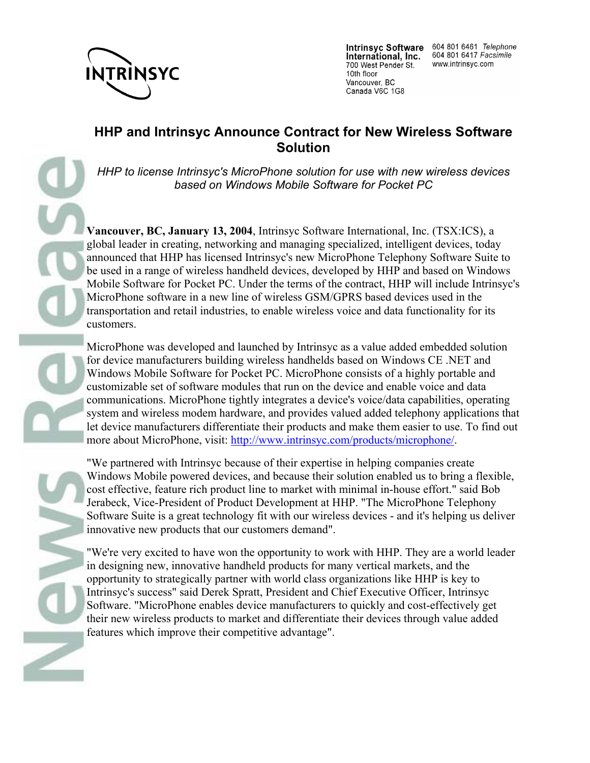INTRINSYC

**Intrinsyc Software International, Inc.**
700 West Pender St.
10th floor
Vancouver, BC
Canada V6C 1G8

604 801 6461 *Telephone*
604 801 6417 *Facsimile*
www.intrinsyc.com

# HHP and Intrinsyc Announce Contract for New Wireless Software Solution

*HHP to license Intrinsyc's MicroPhone solution for use with new wireless devices based on Windows Mobile Software for Pocket PC*

**Vancouver, BC, January 13, 2004**, Intrinsyc Software International, Inc. (TSX:ICS), a global leader in creating, networking and managing specialized, intelligent devices, today announced that HHP has licensed Intrinsyc's new MicroPhone Telephony Software Suite to be used in a range of wireless handheld devices, developed by HHP and based on Windows Mobile Software for Pocket PC. Under the terms of the contract, HHP will include Intrinsyc's MicroPhone software in a new line of wireless GSM/GPRS based devices used in the transportation and retail industries, to enable wireless voice and data functionality for its customers.

MicroPhone was developed and launched by Intrinsyc as a value added embedded solution for device manufacturers building wireless handhelds based on Windows CE .NET and Windows Mobile Software for Pocket PC. MicroPhone consists of a highly portable and customizable set of software modules that run on the device and enable voice and data communications. MicroPhone tightly integrates a device's voice/data capabilities, operating system and wireless modem hardware, and provides valued added telephony applications that let device manufacturers differentiate their products and make them easier to use. To find out more about MicroPhone, visit: http://www.intrinsyc.com/products/microphone/.

"We partnered with Intrinsyc because of their expertise in helping companies create Windows Mobile powered devices, and because their solution enabled us to bring a flexible, cost effective, feature rich product line to market with minimal in-house effort." said Bob Jerabeck, Vice-President of Product Development at HHP. "The MicroPhone Telephony Software Suite is a great technology fit with our wireless devices - and it's helping us deliver innovative new products that our customers demand".

"We're very excited to have won the opportunity to work with HHP. They are a world leader in designing new, innovative handheld products for many vertical markets, and the opportunity to strategically partner with world class organizations like HHP is key to Intrinsyc's success" said Derek Spratt, President and Chief Executive Officer, Intrinsyc Software. "MicroPhone enables device manufacturers to quickly and cost-effectively get their new wireless products to market and differentiate their devices through value added features which improve their competitive advantage".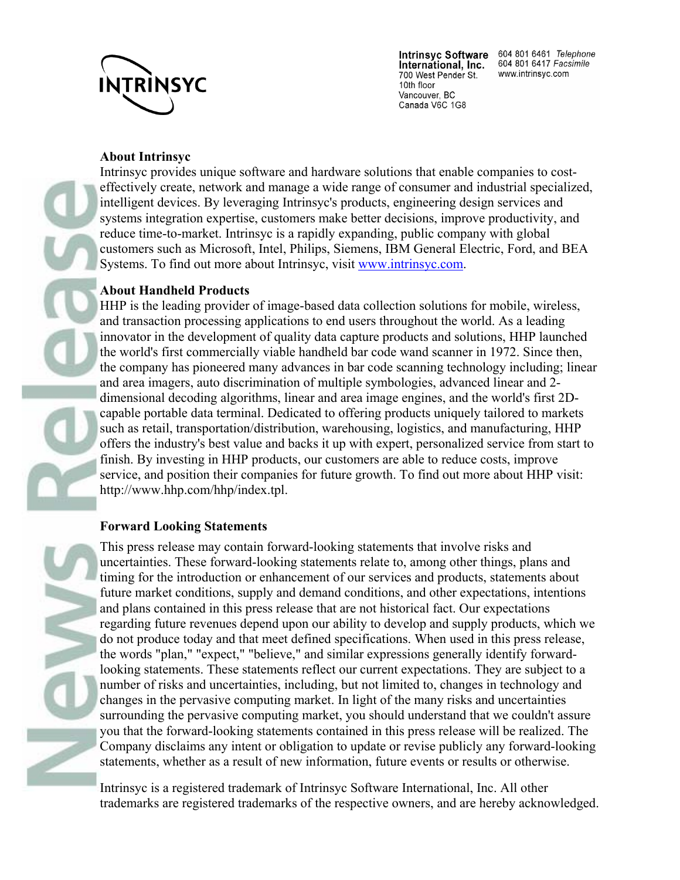## About Intrinsyc

Intrinsyc provides unique software and hardware solutions that enable companies to cost-effectively create, network and manage a wide range of consumer and industrial specialized, intelligent devices. By leveraging Intrinsyc's products, engineering design services and systems integration expertise, customers make better decisions, improve productivity, and reduce time-to-market. Intrinsyc is a rapidly expanding, public company with global customers such as Microsoft, Intel, Philips, Siemens, IBM General Electric, Ford, and BEA Systems. To find out more about Intrinsyc, visit www.intrinsyc.com.

## About Handheld Products

HHP is the leading provider of image-based data collection solutions for mobile, wireless, and transaction processing applications to end users throughout the world. As a leading innovator in the development of quality data capture products and solutions, HHP launched the world's first commercially viable handheld bar code wand scanner in 1972. Since then, the company has pioneered many advances in bar code scanning technology including; linear and area imagers, auto discrimination of multiple symbologies, advanced linear and 2-dimensional decoding algorithms, linear and area image engines, and the world's first 2D-capable portable data terminal. Dedicated to offering products uniquely tailored to markets such as retail, transportation/distribution, warehousing, logistics, and manufacturing, HHP offers the industry's best value and backs it up with expert, personalized service from start to finish. By investing in HHP products, our customers are able to reduce costs, improve service, and position their companies for future growth. To find out more about HHP visit: http://www.hhp.com/hhp/index.tpl.

## Forward Looking Statements

This press release may contain forward-looking statements that involve risks and uncertainties. These forward-looking statements relate to, among other things, plans and timing for the introduction or enhancement of our services and products, statements about future market conditions, supply and demand conditions, and other expectations, intentions and plans contained in this press release that are not historical fact. Our expectations regarding future revenues depend upon our ability to develop and supply products, which we do not produce today and that meet defined specifications. When used in this press release, the words "plan," "expect," "believe," and similar expressions generally identify forward-looking statements. These statements reflect our current expectations. They are subject to a number of risks and uncertainties, including, but not limited to, changes in technology and changes in the pervasive computing market. In light of the many risks and uncertainties surrounding the pervasive computing market, you should understand that we couldn't assure you that the forward-looking statements contained in this press release will be realized. The Company disclaims any intent or obligation to update or revise publicly any forward-looking statements, whether as a result of new information, future events or results or otherwise.

Intrinsyc is a registered trademark of Intrinsyc Software International, Inc. All other trademarks are registered trademarks of the respective owners, and are hereby acknowledged.